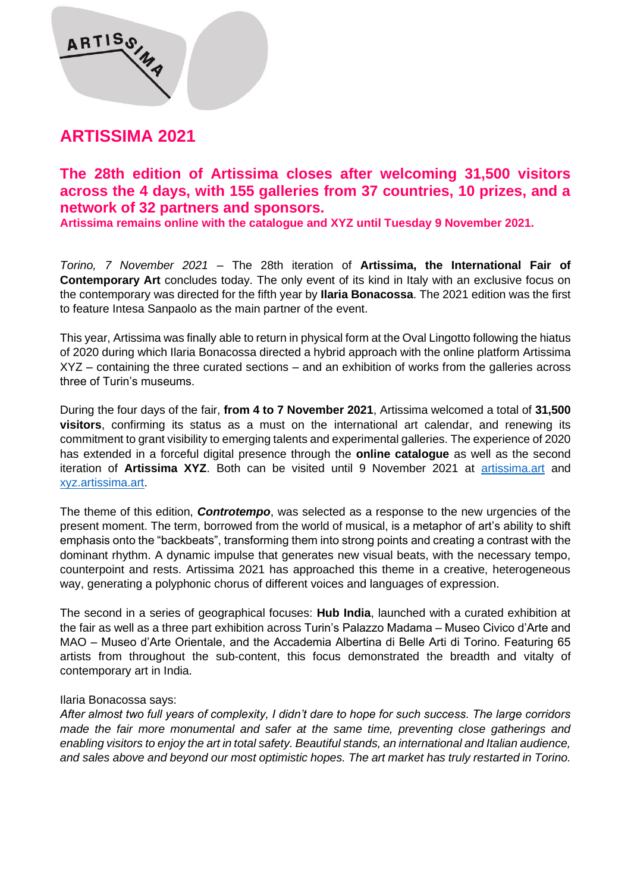# ARTISSIMA 2021

## The 28th edition of Artissima closes after welcoming 31,500 visitors across the 4 days, with 155 galleries from 37 countries, 10 prizes, and a network of 32 partners and sponsors.

**Artissima remains online with the catalogue and XYZ until Tuesday 9 November 2021.**

*Torino, 7 November 2021* – The 28th iteration of **Artissima, the International Fair of Contemporary Art** concludes today. The only event of its kind in Italy with an exclusive focus on the contemporary was directed for the fifth year by **Ilaria Bonacossa**. The 2021 edition was the first to feature Intesa Sanpaolo as the main partner of the event.

This year, Artissima was finally able to return in physical form at the Oval Lingotto following the hiatus of 2020 during which Ilaria Bonacossa directed a hybrid approach with the online platform Artissima XYZ – containing the three curated sections – and an exhibition of works from the galleries across three of Turin's museums.

During the four days of the fair, **from 4 to 7 November 2021**, Artissima welcomed a total of **31,500 visitors**, confirming its status as a must on the international art calendar, and renewing its commitment to grant visibility to emerging talents and experimental galleries. The experience of 2020 has extended in a forceful digital presence through the **online catalogue** as well as the second iteration of **Artissima XYZ**. Both can be visited until 9 November 2021 at artissima.art and xyz.artissima.art.

The theme of this edition, ***Controtempo***, was selected as a response to the new urgencies of the present moment. The term, borrowed from the world of musical, is a metaphor of art's ability to shift emphasis onto the "backbeats", transforming them into strong points and creating a contrast with the dominant rhythm. A dynamic impulse that generates new visual beats, with the necessary tempo, counterpoint and rests. Artissima 2021 has approached this theme in a creative, heterogeneous way, generating a polyphonic chorus of different voices and languages of expression.

The second in a series of geographical focuses: **Hub India**, launched with a curated exhibition at the fair as well as a three part exhibition across Turin's Palazzo Madama – Museo Civico d'Arte and MAO – Museo d'Arte Orientale, and the Accademia Albertina di Belle Arti di Torino. Featuring 65 artists from throughout the sub-content, this focus demonstrated the breadth and vitalty of contemporary art in India.

Ilaria Bonacossa says:
*After almost two full years of complexity, I didn't dare to hope for such success. The large corridors made the fair more monumental and safer at the same time, preventing close gatherings and enabling visitors to enjoy the art in total safety. Beautiful stands, an international and Italian audience, and sales above and beyond our most optimistic hopes. The art market has truly restarted in Torino.*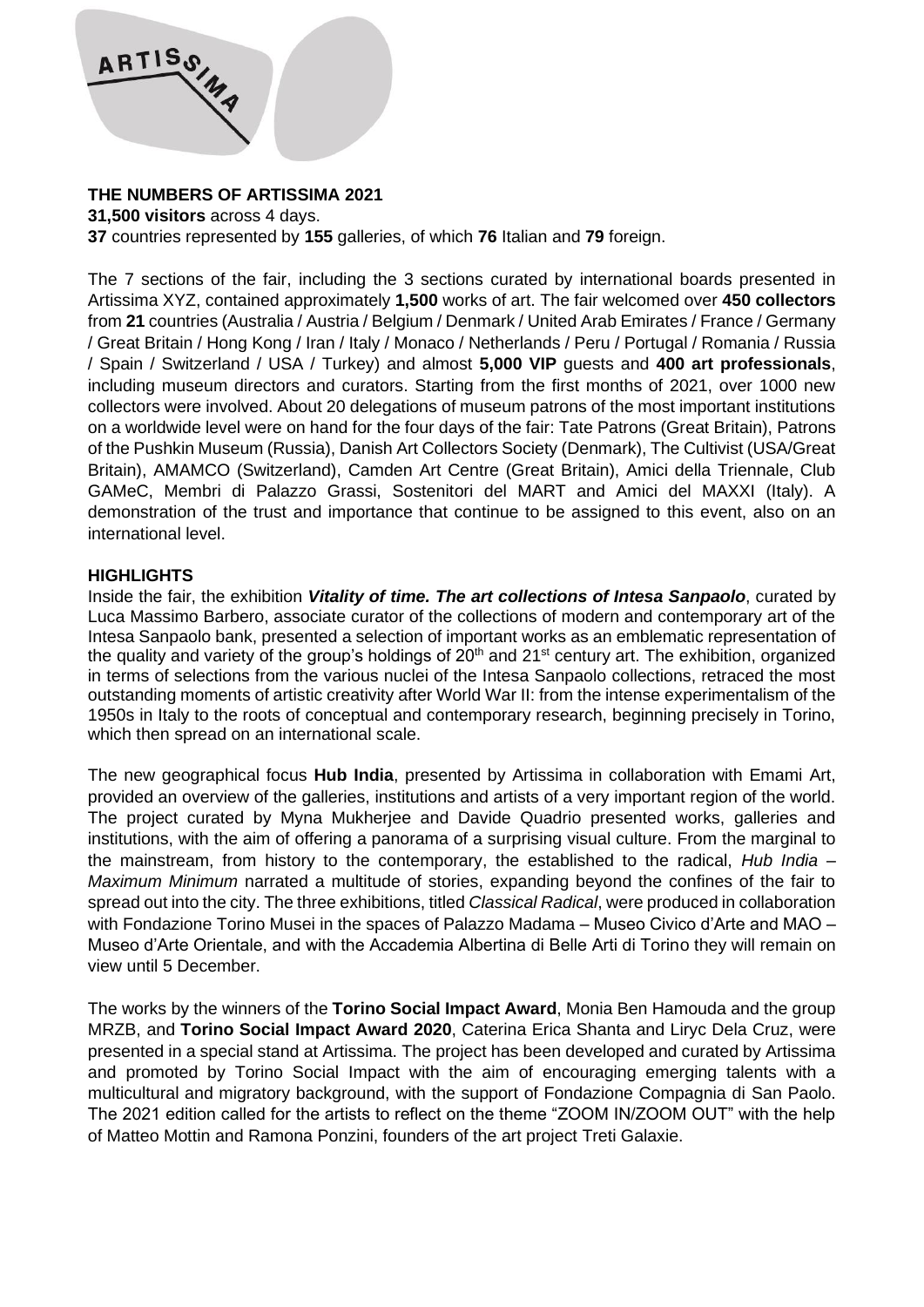**THE NUMBERS OF ARTISSIMA 2021**

**31,500 visitors** across 4 days.

**37** countries represented by **155** galleries, of which **76** Italian and **79** foreign.

The 7 sections of the fair, including the 3 sections curated by international boards presented in Artissima XYZ, contained approximately **1,500** works of art. The fair welcomed over **450 collectors** from **21** countries (Australia / Austria / Belgium / Denmark / United Arab Emirates / France / Germany / Great Britain / Hong Kong / Iran / Italy / Monaco / Netherlands / Peru / Portugal / Romania / Russia / Spain / Switzerland / USA / Turkey) and almost **5,000 VIP** guests and **400 art professionals**, including museum directors and curators. Starting from the first months of 2021, over 1000 new collectors were involved. About 20 delegations of museum patrons of the most important institutions on a worldwide level were on hand for the four days of the fair: Tate Patrons (Great Britain), Patrons of the Pushkin Museum (Russia), Danish Art Collectors Society (Denmark), The Cultivist (USA/Great Britain), AMAMCO (Switzerland), Camden Art Centre (Great Britain), Amici della Triennale, Club GAMeC, Membri di Palazzo Grassi, Sostenitori del MART and Amici del MAXXI (Italy). A demonstration of the trust and importance that continue to be assigned to this event, also on an international level.

**HIGHLIGHTS**

Inside the fair, the exhibition ***Vitality of time. The art collections of Intesa Sanpaolo***, curated by Luca Massimo Barbero, associate curator of the collections of modern and contemporary art of the Intesa Sanpaolo bank, presented a selection of important works as an emblematic representation of the quality and variety of the group's holdings of 20th and 21st century art. The exhibition, organized in terms of selections from the various nuclei of the Intesa Sanpaolo collections, retraced the most outstanding moments of artistic creativity after World War II: from the intense experimentalism of the 1950s in Italy to the roots of conceptual and contemporary research, beginning precisely in Torino, which then spread on an international scale.

The new geographical focus **Hub India**, presented by Artissima in collaboration with Emami Art, provided an overview of the galleries, institutions and artists of a very important region of the world. The project curated by Myna Mukherjee and Davide Quadrio presented works, galleries and institutions, with the aim of offering a panorama of a surprising visual culture. From the marginal to the mainstream, from history to the contemporary, the established to the radical, *Hub India – Maximum Minimum* narrated a multitude of stories, expanding beyond the confines of the fair to spread out into the city. The three exhibitions, titled *Classical Radical*, were produced in collaboration with Fondazione Torino Musei in the spaces of Palazzo Madama – Museo Civico d'Arte and MAO – Museo d'Arte Orientale, and with the Accademia Albertina di Belle Arti di Torino they will remain on view until 5 December.

The works by the winners of the **Torino Social Impact Award**, Monia Ben Hamouda and the group MRZB, and **Torino Social Impact Award 2020**, Caterina Erica Shanta and Liryc Dela Cruz, were presented in a special stand at Artissima. The project has been developed and curated by Artissima and promoted by Torino Social Impact with the aim of encouraging emerging talents with a multicultural and migratory background, with the support of Fondazione Compagnia di San Paolo. The 2021 edition called for the artists to reflect on the theme "ZOOM IN/ZOOM OUT" with the help of Matteo Mottin and Ramona Ponzini, founders of the art project Treti Galaxie.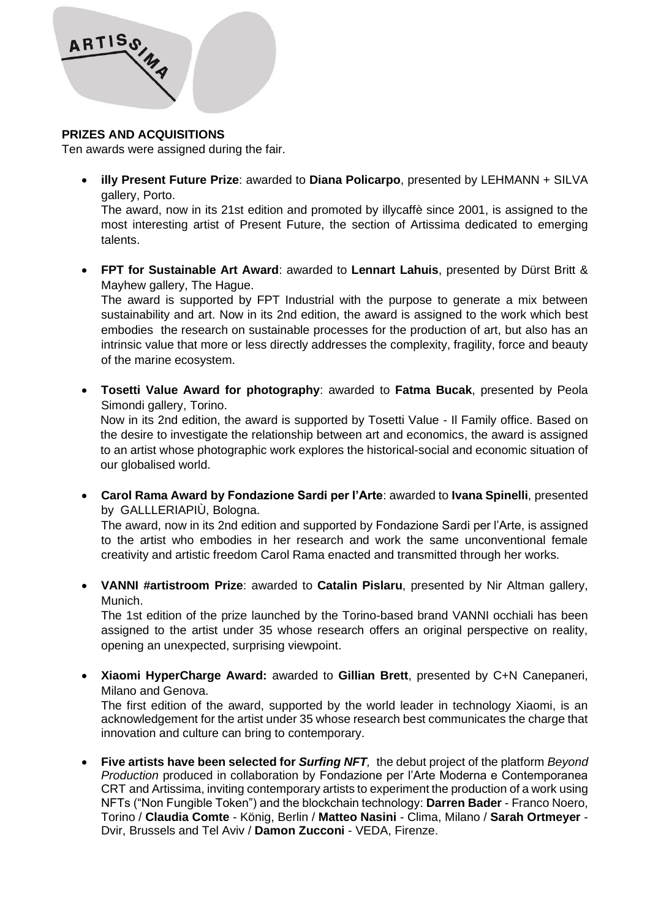**PRIZES AND ACQUISITIONS**

Ten awards were assigned during the fair.

- **illy Present Future Prize**: awarded to **Diana Policarpo**, presented by LEHMANN + SILVA gallery, Porto.
  The award, now in its 21st edition and promoted by illycaffè since 2001, is assigned to the most interesting artist of Present Future, the section of Artissima dedicated to emerging talents.

- **FPT for Sustainable Art Award**: awarded to **Lennart Lahuis**, presented by Dürst Britt & Mayhew gallery, The Hague.
  The award is supported by FPT Industrial with the purpose to generate a mix between sustainability and art. Now in its 2nd edition, the award is assigned to the work which best embodies the research on sustainable processes for the production of art, but also has an intrinsic value that more or less directly addresses the complexity, fragility, force and beauty of the marine ecosystem.

- **Tosetti Value Award for photography**: awarded to **Fatma Bucak**, presented by Peola Simondi gallery, Torino.
  Now in its 2nd edition, the award is supported by Tosetti Value - Il Family office. Based on the desire to investigate the relationship between art and economics, the award is assigned to an artist whose photographic work explores the historical-social and economic situation of our globalised world.

- **Carol Rama Award by Fondazione Sardi per l'Arte**: awarded to **Ivana Spinelli**, presented by GALLLERIAPIÙ, Bologna.
  The award, now in its 2nd edition and supported by Fondazione Sardi per l'Arte, is assigned to the artist who embodies in her research and work the same unconventional female creativity and artistic freedom Carol Rama enacted and transmitted through her works.

- **VANNI #artistroom Prize**: awarded to **Catalin Pislaru**, presented by Nir Altman gallery, Munich.
  The 1st edition of the prize launched by the Torino-based brand VANNI occhiali has been assigned to the artist under 35 whose research offers an original perspective on reality, opening an unexpected, surprising viewpoint.

- **Xiaomi HyperCharge Award:** awarded to **Gillian Brett**, presented by C+N Canepaneri, Milano and Genova.
  The first edition of the award, supported by the world leader in technology Xiaomi, is an acknowledgement for the artist under 35 whose research best communicates the charge that innovation and culture can bring to contemporary.

- **Five artists have been selected for *Surfing NFT*,** the debut project of the platform *Beyond Production* produced in collaboration by Fondazione per l'Arte Moderna e Contemporanea CRT and Artissima, inviting contemporary artists to experiment the production of a work using NFTs ("Non Fungible Token") and the blockchain technology: **Darren Bader** - Franco Noero, Torino / **Claudia Comte** - König, Berlin / **Matteo Nasini** - Clima, Milano / **Sarah Ortmeyer** - Dvir, Brussels and Tel Aviv / **Damon Zucconi** - VEDA, Firenze.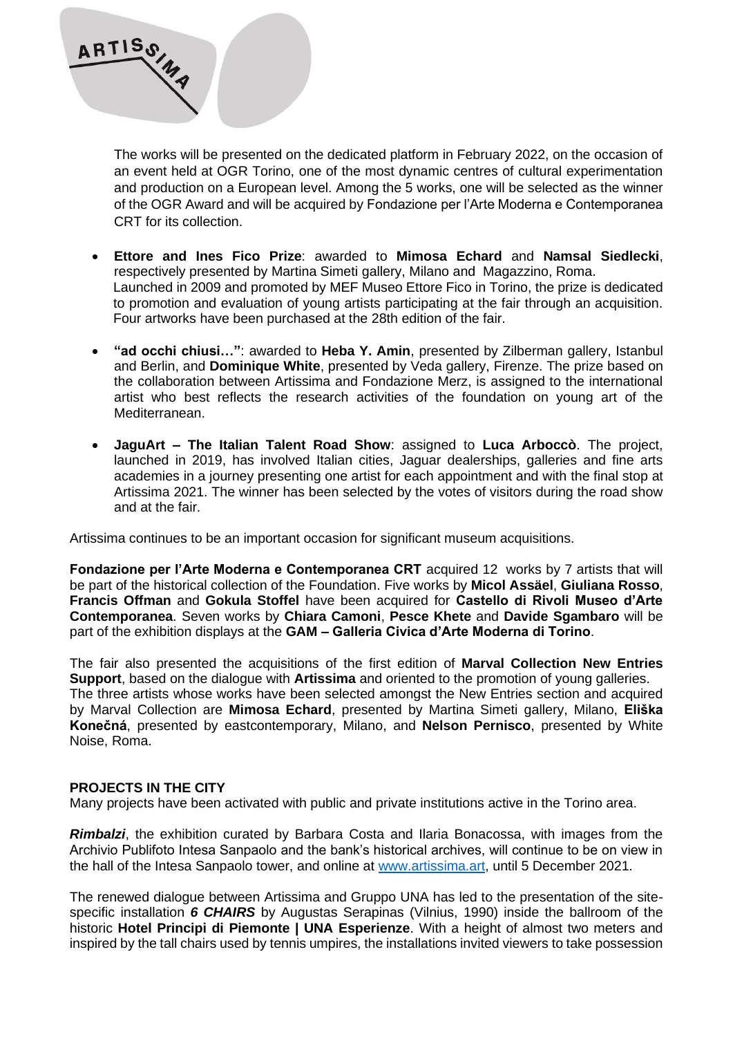The works will be presented on the dedicated platform in February 2022, on the occasion of an event held at OGR Torino, one of the most dynamic centres of cultural experimentation and production on a European level. Among the 5 works, one will be selected as the winner of the OGR Award and will be acquired by Fondazione per l'Arte Moderna e Contemporanea CRT for its collection.

- **Ettore and Ines Fico Prize**: awarded to **Mimosa Echard** and **Namsal Siedlecki**, respectively presented by Martina Simeti gallery, Milano and Magazzino, Roma. Launched in 2009 and promoted by MEF Museo Ettore Fico in Torino, the prize is dedicated to promotion and evaluation of young artists participating at the fair through an acquisition. Four artworks have been purchased at the 28th edition of the fair.
- **"ad occhi chiusi…"**: awarded to **Heba Y. Amin**, presented by Zilberman gallery, Istanbul and Berlin, and **Dominique White**, presented by Veda gallery, Firenze. The prize based on the collaboration between Artissima and Fondazione Merz, is assigned to the international artist who best reflects the research activities of the foundation on young art of the Mediterranean.
- **JaguArt – The Italian Talent Road Show**: assigned to **Luca Arboccò**. The project, launched in 2019, has involved Italian cities, Jaguar dealerships, galleries and fine arts academies in a journey presenting one artist for each appointment and with the final stop at Artissima 2021. The winner has been selected by the votes of visitors during the road show and at the fair.

Artissima continues to be an important occasion for significant museum acquisitions.

**Fondazione per l'Arte Moderna e Contemporanea CRT** acquired 12 works by 7 artists that will be part of the historical collection of the Foundation. Five works by **Micol Assäel**, **Giuliana Rosso**, **Francis Offman** and **Gokula Stoffel** have been acquired for **Castello di Rivoli Museo d'Arte Contemporanea**. Seven works by **Chiara Camoni**, **Pesce Khete** and **Davide Sgambaro** will be part of the exhibition displays at the **GAM – Galleria Civica d'Arte Moderna di Torino**.

The fair also presented the acquisitions of the first edition of **Marval Collection New Entries Support**, based on the dialogue with **Artissima** and oriented to the promotion of young galleries. The three artists whose works have been selected amongst the New Entries section and acquired by Marval Collection are **Mimosa Echard**, presented by Martina Simeti gallery, Milano, **Eliška Konečná**, presented by eastcontemporary, Milano, and **Nelson Pernisco**, presented by White Noise, Roma.

**PROJECTS IN THE CITY**

Many projects have been activated with public and private institutions active in the Torino area.

***Rimbalzi***, the exhibition curated by Barbara Costa and Ilaria Bonacossa, with images from the Archivio Publifoto Intesa Sanpaolo and the bank's historical archives, will continue to be on view in the hall of the Intesa Sanpaolo tower, and online at www.artissima.art, until 5 December 2021.

The renewed dialogue between Artissima and Gruppo UNA has led to the presentation of the site-specific installation ***6 CHAIRS*** by Augustas Serapinas (Vilnius, 1990) inside the ballroom of the historic **Hotel Principi di Piemonte | UNA Esperienze**. With a height of almost two meters and inspired by the tall chairs used by tennis umpires, the installations invited viewers to take possession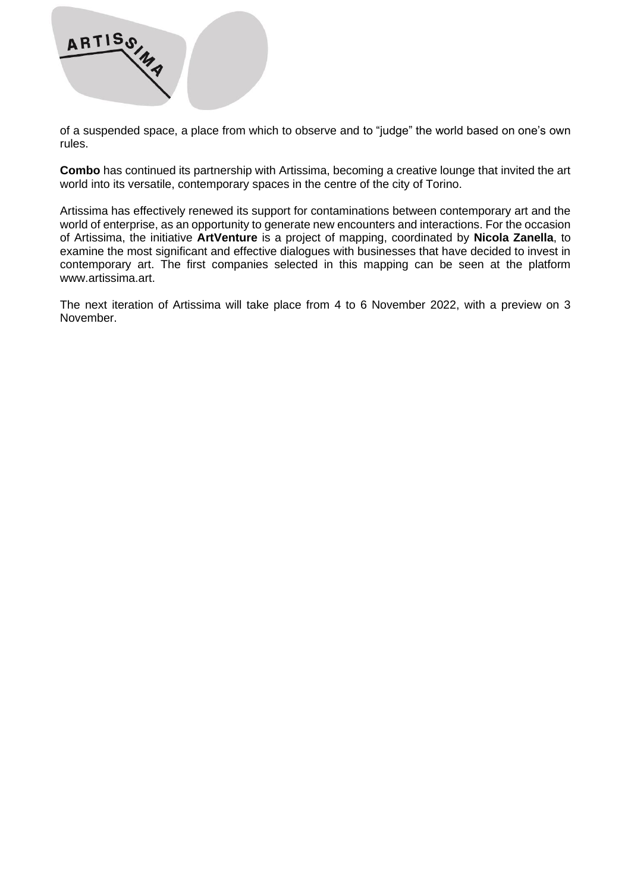of a suspended space, a place from which to observe and to "judge" the world based on one's own rules.

**Combo** has continued its partnership with Artissima, becoming a creative lounge that invited the art world into its versatile, contemporary spaces in the centre of the city of Torino.

Artissima has effectively renewed its support for contaminations between contemporary art and the world of enterprise, as an opportunity to generate new encounters and interactions. For the occasion of Artissima, the initiative **ArtVenture** is a project of mapping, coordinated by **Nicola Zanella**, to examine the most significant and effective dialogues with businesses that have decided to invest in contemporary art. The first companies selected in this mapping can be seen at the platform www.artissima.art.

The next iteration of Artissima will take place from 4 to 6 November 2022, with a preview on 3 November.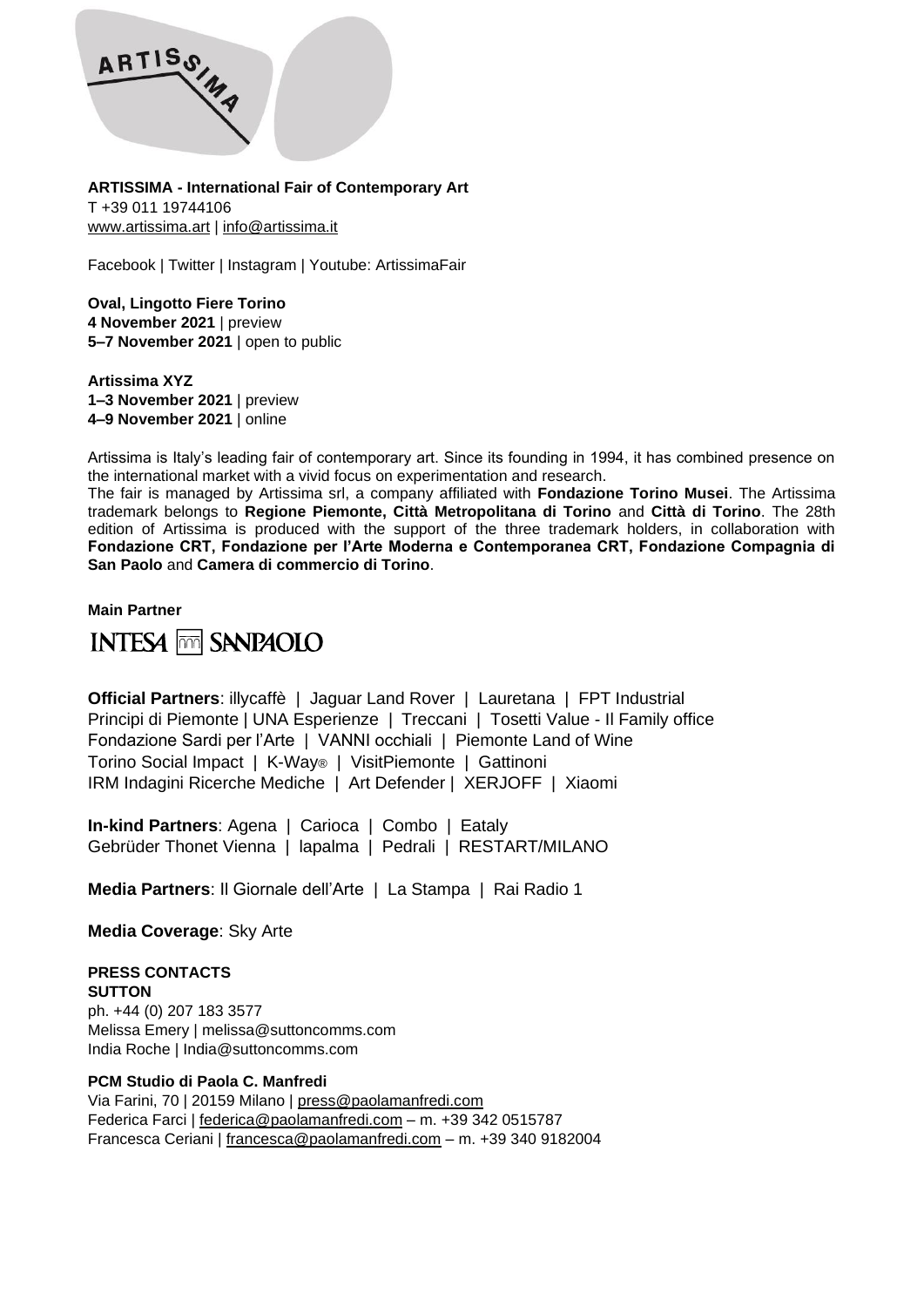**ARTISSIMA - International Fair of Contemporary Art**
T +39 011 19744106
www.artissima.art | info@artissima.it

Facebook | Twitter | Instagram | Youtube: ArtissimaFair

**Oval, Lingotto Fiere Torino**
**4 November 2021** | preview
**5–7 November 2021** | open to public

**Artissima XYZ**
**1–3 November 2021** | preview
**4–9 November 2021** | online

Artissima is Italy's leading fair of contemporary art. Since its founding in 1994, it has combined presence on the international market with a vivid focus on experimentation and research.
The fair is managed by Artissima srl, a company affiliated with **Fondazione Torino Musei**. The Artissima trademark belongs to **Regione Piemonte, Città Metropolitana di Torino** and **Città di Torino**. The 28th edition of Artissima is produced with the support of the three trademark holders, in collaboration with **Fondazione CRT, Fondazione per l'Arte Moderna e Contemporanea CRT, Fondazione Compagnia di San Paolo** and **Camera di commercio di Torino**.

**Main Partner**

INTESA SANPAOLO

**Official Partners**: illycaffè | Jaguar Land Rover | Lauretana | FPT Industrial
Principi di Piemonte | UNA Esperienze | Treccani | Tosetti Value - Il Family office
Fondazione Sardi per l'Arte | VANNI occhiali | Piemonte Land of Wine
Torino Social Impact | K-Way® | VisitPiemonte | Gattinoni
IRM Indagini Ricerche Mediche | Art Defender | XERJOFF | Xiaomi

**In-kind Partners**: Agena | Carioca | Combo | Eataly
Gebrüder Thonet Vienna | lapalma | Pedrali | RESTART/MILANO

**Media Partners**: Il Giornale dell'Arte | La Stampa | Rai Radio 1

**Media Coverage**: Sky Arte

**PRESS CONTACTS**
**SUTTON**
ph. +44 (0) 207 183 3577
Melissa Emery | melissa@suttoncomms.com
India Roche | India@suttoncomms.com

**PCM Studio di Paola C. Manfredi**
Via Farini, 70 | 20159 Milano | press@paolamanfredi.com
Federica Farci | federica@paolamanfredi.com – m. +39 342 0515787
Francesca Ceriani | francesca@paolamanfredi.com – m. +39 340 9182004